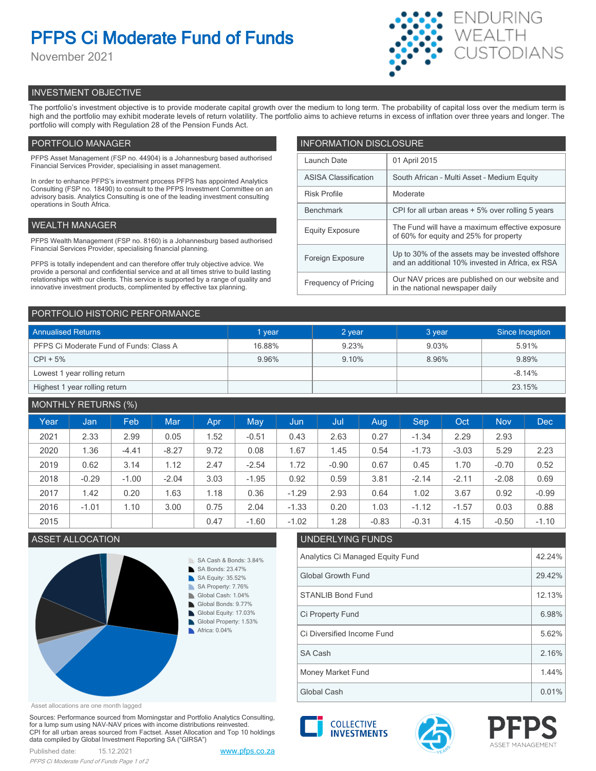# PFPS Ci Moderate Fund of Funds

November 2021

ENDURING WEALTH CUSTODIANS

## INVESTMENT OBJECTIVE

The portfolio's investment objective is to provide moderate capital growth over the medium to long term. The probability of capital loss over the medium term is high and the portfolio may exhibit moderate levels of return volatility. The portfolio aims to achieve returns in excess of inflation over three years and longer. The portfolio will comply with Regulation 28 of the Pension Funds Act.

## PORTFOLIO MANAGER

PFPS Asset Management (FSP no. 44904) is a Johannesburg based authorised Financial Services Provider, specialising in asset management.

In order to enhance PFPS's investment process PFPS has appointed Analytics Consulting (FSP no. 18490) to consult to the PFPS Investment Committee on an advisory basis. Analytics Consulting is one of the leading investment consulting operations in South Africa.

## WEALTH MANAGER

PFPS Wealth Management (FSP no. 8160) is a Johannesburg based authorised Financial Services Provider, specialising financial planning.

PFPS is totally independent and can therefore offer truly objective advice. We provide a personal and confidential service and at all times strive to build lasting relationships with our clients. This service is supported by a range of quality and innovative investment products, complimented by effective tax planning.

## INFORMATION DISCLOSURE

| | |
|---|---|
| Launch Date | 01 April 2015 |
| ASISA Classification | South African - Multi Asset - Medium Equity |
| Risk Profile | Moderate |
| Benchmark | CPI for all urban areas + 5% over rolling 5 years |
| Equity Exposure | The Fund will have a maximum effective exposure of 60% for equity and 25% for property |
| Foreign Exposure | Up to 30% of the assets may be invested offshore and an additional 10% invested in Africa, ex RSA |
| Frequency of Pricing | Our NAV prices are published on our website and in the national newspaper daily |

## PORTFOLIO HISTORIC PERFORMANCE

| Annualised Returns | 1 year | 2 year | 3 year | Since Inception |
|---|---|---|---|---|
| PFPS Ci Moderate Fund of Funds: Class A | 16.88% | 9.23% | 9.03% | 5.91% |
| CPI + 5% | 9.96% | 9.10% | 8.96% | 9.89% |
| Lowest 1 year rolling return | | | | -8.14% |
| Highest 1 year rolling return | | | | 23.15% |

## MONTHLY RETURNS (%)

| Year | Jan | Feb | Mar | Apr | May | Jun | Jul | Aug | Sep | Oct | Nov | Dec |
|---|---|---|---|---|---|---|---|---|---|---|---|---|
| 2021 | 2.33 | 2.99 | 0.05 | 1.52 | -0.51 | 0.43 | 2.63 | 0.27 | -1.34 | 2.29 | 2.93 | |
| 2020 | 1.36 | -4.41 | -8.27 | 9.72 | 0.08 | 1.67 | 1.45 | 0.54 | -1.73 | -3.03 | 5.29 | 2.23 |
| 2019 | 0.62 | 3.14 | 1.12 | 2.47 | -2.54 | 1.72 | -0.90 | 0.67 | 0.45 | 1.70 | -0.70 | 0.52 |
| 2018 | -0.29 | -1.00 | -2.04 | 3.03 | -1.95 | 0.92 | 0.59 | 3.81 | -2.14 | -2.11 | -2.08 | 0.69 |
| 2017 | 1.42 | 0.20 | 1.63 | 1.18 | 0.36 | -1.29 | 2.93 | 0.64 | 1.02 | 3.67 | 0.92 | -0.99 |
| 2016 | -1.01 | 1.10 | 3.00 | 0.75 | 2.04 | -1.33 | 0.20 | 1.03 | -1.12 | -1.57 | 0.03 | 0.88 |
| 2015 | | | | 0.47 | -1.60 | -1.02 | 1.28 | -0.83 | -0.31 | 4.15 | -0.50 | -1.10 |

## ASSET ALLOCATION

- SA Cash & Bonds: 3.84%
- SA Bonds: 23.47%
- SA Equity: 35.52%
- SA Property: 7.76%
- Global Cash: 1.04%
- Global Bonds: 9.77%
- Global Equity: 17.03%
- Global Property: 1.53%
- Africa: 0.04%

Asset allocations are one month lagged

## UNDERLYING FUNDS

| | |
|---|---|
| Analytics Ci Managed Equity Fund | 42.24% |
| Global Growth Fund | 29.42% |
| STANLIB Bond Fund | 12.13% |
| Ci Property Fund | 6.98% |
| Ci Diversified Income Fund | 5.62% |
| SA Cash | 2.16% |
| Money Market Fund | 1.44% |
| Global Cash | 0.01% |

Sources: Performance sourced from Morningstar and Portfolio Analytics Consulting, for a lump sum using NAV-NAV prices with income distributions reinvested. CPI for all urban areas sourced from Factset. Asset Allocation and Top 10 holdings data compiled by Global Investment Reporting SA ("GIRSA")

Published date: 15.12.2021

www.pfps.co.za

COLLECTIVE INVESTMENTS

PFPS ASSET MANAGEMENT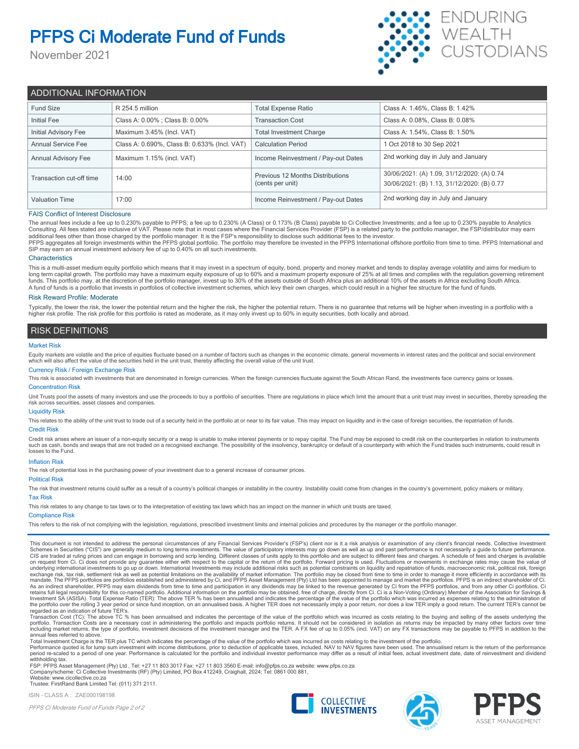# PFPS Ci Moderate Fund of Funds

November 2021

ENDURING WEALTH CUSTODIANS

## ADDITIONAL INFORMATION

| | | | |
|---|---|---|---|
| Fund Size | R 254.5 million | Total Expense Ratio | Class A: 1.46%, Class B: 1.42% |
| Initial Fee | Class A: 0.00% ; Class B: 0.00% | Transaction Cost | Class A: 0.08%, Class B: 0.08% |
| Initial Advisory Fee | Maximum 3.45% (Incl. VAT) | Total Investment Charge | Class A: 1.54%, Class B: 1.50% |
| Annual Service Fee | Class A: 0.690%, Class B: 0.633% (Incl. VAT) | Calculation Period | 1 Oct 2018 to 30 Sep 2021 |
| Annual Advisory Fee | Maximum 1.15% (incl. VAT) | Income Reinvestment / Pay-out Dates | 2nd working day in July and January |
| Transaction cut-off time | 14:00 | Previous 12 Months Distributions (cents per unit) | 30/06/2021: (A) 1.09, 31/12/2020: (A) 0.74<br>30/06/2021: (B) 1.13, 31/12/2020: (B) 0.77 |
| Valuation Time | 17:00 | Income Reinvestment / Pay-out Dates | 2nd working day in July and January |

### FAIS Conflict of Interest Disclosure

The annual fees include a fee up to 0.230% payable to PFPS; a fee up to 0.230% (A Class) or 0.173% (B Class) payable to Ci Collective Investments; and a fee up to 0.230% payable to Analytics Consulting. All fees stated are inclusive of VAT. Please note that in most cases where the Financial Services Provider (FSP) is a related party to the portfolio manager, the FSP/distributor may earn additional fees other than those charged by the portfolio manager. It is the FSP's responsibility to disclose such additional fees to the investor.
PFPS aggregates all foreign investments within the PFPS global portfolio. The portfolio may therefore be invested in the PFPS International offshore portfolio from time to time. PFPS International and SIP may earn an annual investment advisory fee of up to 0.40% on all such investments.

### Characteristics

This is a multi-asset medium equity portfolio which means that it may invest in a spectrum of equity, bond, property and money market and tends to display average volatility and aims for medium to long term capital growth. The portfolio may have a maximum equity exposure of up to 60% and a maximum property exposure of 25% at all times and complies with the regulation governing retirement funds. This portfolio may, at the discretion of the portfolio manager, invest up to 30% of the assets outside of South Africa plus an additional 10% of the assets in Africa excluding South Africa.
A fund of funds is a portfolio that invests in portfolios of collective investment schemes, which levy their own charges, which could result in a higher fee structure for the fund of funds.

### Risk Reward Profile: Moderate

Typically, the lower the risk, the lower the potential return and the higher the risk, the higher the potential return. There is no guarantee that returns will be higher when investing in a portfolio with a higher risk profile. The risk profile for this portfolio is rated as moderate, as it may only invest up to 60% in equity securities, both locally and abroad.

## RISK DEFINITIONS

### Market Risk

Equity markets are volatile and the price of equities fluctuate based on a number of factors such as changes in the economic climate, general movements in interest rates and the political and social environment which will also affect the value of the securities held in the unit trust, thereby affecting the overall value of the unit trust.

### Currency Risk / Foreign Exchange Risk

This risk is associated with investments that are denominated in foreign currencies. When the foreign currencies fluctuate against the South African Rand, the investments face currency gains or losses.

### Concentration Risk

Unit Trusts pool the assets of many investors and use the proceeds to buy a portfolio of securities. There are regulations in place which limit the amount that a unit trust may invest in securities, thereby spreading the risk across securities, asset classes and companies.

### Liquidity Risk

This relates to the ability of the unit trust to trade out of a security held in the portfolio at or near to its fair value. This may impact on liquidity and in the case of foreign securities, the repatriation of funds.

### Credit Risk

Credit risk arises where an issuer of a non-equity security or a swap is unable to make interest payments or to repay capital. The Fund may be exposed to credit risk on the counterparties in relation to instruments such as cash, bonds and swaps that are not traded on a recognised exchange. The possibility of the insolvency, bankruptcy or default of a counterparty with which the Fund trades such instruments, could result in losses to the Fund.

### Inflation Risk

The risk of potential loss in the purchasing power of your investment due to a general increase of consumer prices.

### Political Risk

The risk that investment returns could suffer as a result of a country's political changes or instability in the country. Instability could come from changes in the country's government, policy makers or military.

### Tax Risk

This risk relates to any change to tax laws or to the interpretation of existing tax laws which has an impact on the manner in which unit trusts are taxed.

### Compliance Risk

This refers to the risk of not complying with the legislation, regulations, prescribed investment limits and internal policies and procedures by the manager or the portfolio manager.

This document is not intended to address the personal circumstances of any Financial Services Provider's (FSP's) client nor is it a risk analysis or examination of any client's financial needs. Collective Investment Schemes in Securities ("CIS") are generally medium to long terms investments. The value of participatory interests may go down as well as up and past performance is not necessarily a guide to future performance. CIS are traded at ruling prices and can engage in borrowing and scrip lending. Different classes of units apply to this portfolio and are subject to different fees and charges. A schedule of fees and charges is available on request from Ci. Ci does not provide any guarantee either with respect to the capital or the return of the portfolio. Forward pricing is used. Fluctuations or movements in exchange rates may cause the value of underlying international investments to go up or down. International Investments may include additional risks such as potential constraints on liquidity and repatriation of funds, macroeconomic risk, political risk, foreign exchange risk, tax risk, settlement risk as well as potential limitations on the availability of market information. The portfolio may be closed from time to time in order to manage it more efficiently in accordance with its mandate. The PFPS portfolios are portfolios established and administered by Ci, and PFPS Asset Management (Pty) Ltd has been appointed to manage and market the portfolios. PFPS is an indirect shareholder of Ci. As an indirect shareholder, PFPS may earn dividends from time to time and participation in any dividends may be linked to the revenue generated by Ci from the PFPS portfolios, and from any other Ci portfolios. Ci retains full legal responsibility for this co-named portfolio. Additional information on the portfolio may be obtained, free of charge, directly from Ci. Ci is a Non-Voting (Ordinary) Member of the Association for Savings & Investment SA (ASISA). Total Expense Ratio (TER): The above TER % has been annualised and indicates the percentage of the value of the portfolio which was incurred as expenses relating to the administration of the portfolio over the rolling 3 year period or since fund inception, on an annualised basis. A higher TER does not necessarily imply a poor return, nor does a low TER imply a good return. The current TER's cannot be regarded as an indication of future TER's.
Transaction Cost (TC): The above TC % has been annualised and indicates the percentage of the value of the portfolio which was incurred as costs relating to the buying and selling of the assets underlying the portfolio. Transaction Costs are a necessary cost in administering the portfolio and impacts portfolio returns. It should not be considered in isolation as returns may be impacted by many other factors over time including market returns, the type of portfolio, investment decisions of the investment manager and the TER. A FX fee of up to 0.05% (incl. VAT) on any FX transactions may be payable to PFPS in addition to the annual fees referred to above.
Total Investment Charge is the TER plus TC which indicates the percentage of the value of the portfolio which was incurred as costs relating to the investment of the portfolio.
Performance quoted is for lump sum investment with income distributions, prior to deduction of applicable taxes, included. NAV to NAV figures have been used. The annualised return is the return of the performance period re-scaled to a period of one year. Performance is calculated for the portfolio and individual investor performance may differ as a result of initial fees, actual investment date, date of reinvestment and dividend withholding tax.
FSP: PFPS Asset Management (Pty) Ltd , Tel: +27 11 803 3017 Fax: +27 11 803 3560 E-mail: info@pfps.co.za website: www.pfps.co.za
Company/scheme: Ci Collective Investments (RF) (Pty) Limited, PO Box 412249, Craighall, 2024; Tel: 0861 000 881,
Website: www.cicollective.co.za
Trustee: FirstRand Bank Limited Tel: (011) 371 2111.

ISIN - CLASS A : ZAE000198198

COLLECTIVE INVESTMENTS

PFPS ASSET MANAGEMENT